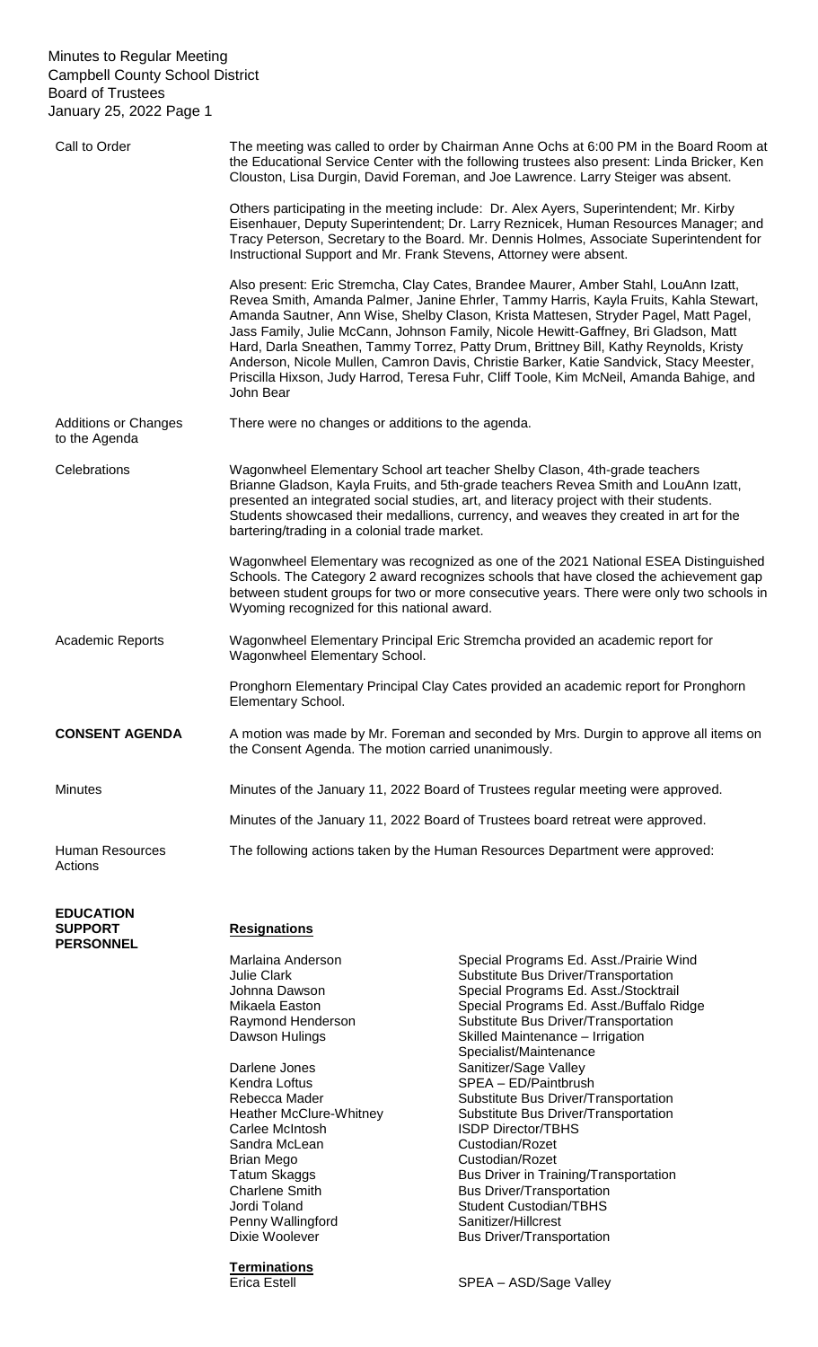Minutes to Regular Meeting
Campbell County School District
Board of Trustees
January 25, 2022

**Call to Order**

The meeting was called to order by Chairman Anne Ochs at 6:00 PM in the Board Room at the Educational Service Center with the following trustees also present: Linda Bricker, Ken Clouston, Lisa Durgin, David Foreman, and Joe Lawrence. Larry Steiger was absent.

Others participating in the meeting include: Dr. Alex Ayers, Superintendent; Mr. Kirby Eisenhauer, Deputy Superintendent; Dr. Larry Reznicek, Human Resources Manager; and Tracy Peterson, Secretary to the Board. Mr. Dennis Holmes, Associate Superintendent for Instructional Support and Mr. Frank Stevens, Attorney were absent.

Also present: Eric Stremcha, Clay Cates, Brandee Maurer, Amber Stahl, LouAnn Izatt, Revea Smith, Amanda Palmer, Janine Ehrler, Tammy Harris, Kayla Fruits, Kahla Stewart, Amanda Sautner, Ann Wise, Shelby Clason, Krista Mattesen, Stryder Pagel, Matt Pagel, Jass Family, Julie McCann, Johnson Family, Nicole Hewitt-Gaffney, Bri Gladson, Matt Hard, Darla Sneathen, Tammy Torrez, Patty Drum, Brittney Bill, Kathy Reynolds, Kristy Anderson, Nicole Mullen, Camron Davis, Christie Barker, Katie Sandvick, Stacy Meester, Priscilla Hixson, Judy Harrod, Teresa Fuhr, Cliff Toole, Kim McNeil, Amanda Bahige, and John Bear

**Additions or Changes to the Agenda**

There were no changes or additions to the agenda.

**Celebrations**

Wagonwheel Elementary School art teacher Shelby Clason, 4th-grade teachers Brianne Gladson, Kayla Fruits, and 5th-grade teachers Revea Smith and LouAnn Izatt, presented an integrated social studies, art, and literacy project with their students. Students showcased their medallions, currency, and weaves they created in art for the bartering/trading in a colonial trade market.

Wagonwheel Elementary was recognized as one of the 2021 National ESEA Distinguished Schools. The Category 2 award recognizes schools that have closed the achievement gap between student groups for two or more consecutive years. There were only two schools in Wyoming recognized for this national award.

**Academic Reports**

Wagonwheel Elementary Principal Eric Stremcha provided an academic report for Wagonwheel Elementary School.

Pronghorn Elementary Principal Clay Cates provided an academic report for Pronghorn Elementary School.

**CONSENT AGENDA**

A motion was made by Mr. Foreman and seconded by Mrs. Durgin to approve all items on the Consent Agenda. The motion carried unanimously.

**Minutes**

Minutes of the January 11, 2022 Board of Trustees regular meeting were approved.

Minutes of the January 11, 2022 Board of Trustees board retreat were approved.

**Human Resources Actions**

The following actions taken by the Human Resources Department were approved:

**EDUCATION SUPPORT PERSONNEL**

**Resignations**

| Name | Position |
|---|---|
| Marlaina Anderson | Special Programs Ed. Asst./Prairie Wind |
| Julie Clark | Substitute Bus Driver/Transportation |
| Johnna Dawson | Special Programs Ed. Asst./Stocktrail |
| Mikaela Easton | Special Programs Ed. Asst./Buffalo Ridge |
| Raymond Henderson | Substitute Bus Driver/Transportation |
| Dawson Hulings | Skilled Maintenance – Irrigation Specialist/Maintenance |
| Darlene Jones | Sanitizer/Sage Valley |
| Kendra Loftus | SPEA – ED/Paintbrush |
| Rebecca Mader | Substitute Bus Driver/Transportation |
| Heather McClure-Whitney | Substitute Bus Driver/Transportation |
| Carlee McIntosh | ISDP Director/TBHS |
| Sandra McLean | Custodian/Rozet |
| Brian Mego | Custodian/Rozet |
| Tatum Skaggs | Bus Driver in Training/Transportation |
| Charlene Smith | Bus Driver/Transportation |
| Jordi Toland | Student Custodian/TBHS |
| Penny Wallingford | Sanitizer/Hillcrest |
| Dixie Woolever | Bus Driver/Transportation |

**Terminations**

| Name | Position |
|---|---|
| Erica Estell | SPEA – ASD/Sage Valley |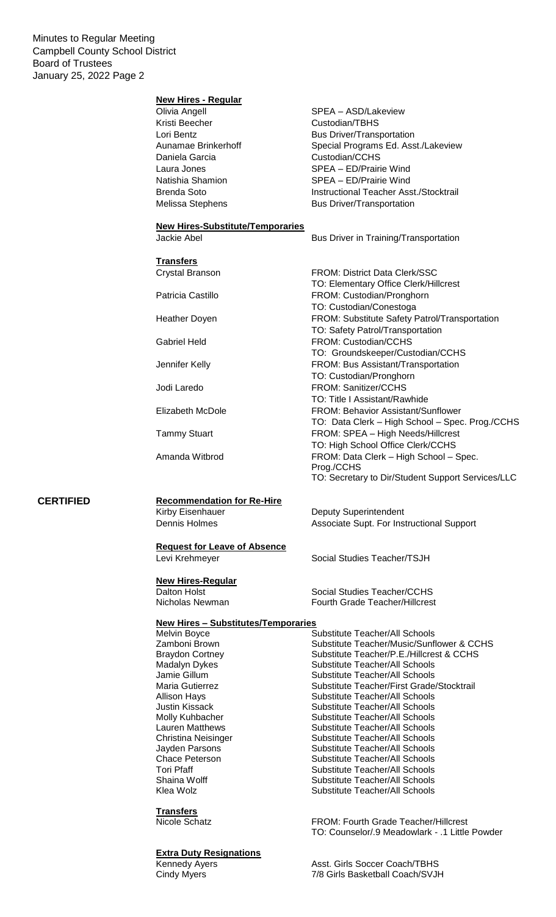**New Hires - Regular**

| | |
|---|---|
| Olivia Angell | SPEA – ASD/Lakeview |
| Kristi Beecher | Custodian/TBHS |
| Lori Bentz | Bus Driver/Transportation |
| Aunamae Brinkerhoff | Special Programs Ed. Asst./Lakeview |
| Daniela Garcia | Custodian/CCHS |
| Laura Jones | SPEA – ED/Prairie Wind |
| Natishia Shamion | SPEA – ED/Prairie Wind |
| Brenda Soto | Instructional Teacher Asst./Stocktrail |
| Melissa Stephens | Bus Driver/Transportation |

**New Hires-Substitute/Temporaries**

| | |
|---|---|
| Jackie Abel | Bus Driver in Training/Transportation |

**Transfers**

| | |
|---|---|
| Crystal Branson | FROM: District Data Clerk/SSC<br>TO: Elementary Office Clerk/Hillcrest |
| Patricia Castillo | FROM: Custodian/Pronghorn<br>TO: Custodian/Conestoga |
| Heather Doyen | FROM: Substitute Safety Patrol/Transportation<br>TO: Safety Patrol/Transportation |
| Gabriel Held | FROM: Custodian/CCHS<br>TO: Groundskeeper/Custodian/CCHS |
| Jennifer Kelly | FROM: Bus Assistant/Transportation<br>TO: Custodian/Pronghorn |
| Jodi Laredo | FROM: Sanitizer/CCHS<br>TO: Title I Assistant/Rawhide |
| Elizabeth McDole | FROM: Behavior Assistant/Sunflower<br>TO: Data Clerk – High School – Spec. Prog./CCHS |
| Tammy Stuart | FROM: SPEA – High Needs/Hillcrest<br>TO: High School Office Clerk/CCHS |
| Amanda Witbrod | FROM: Data Clerk – High School – Spec. Prog./CCHS<br>TO: Secretary to Dir/Student Support Services/LLC |

## CERTIFIED

**Recommendation for Re-Hire**

| | |
|---|---|
| Kirby Eisenhauer | Deputy Superintendent |
| Dennis Holmes | Associate Supt. For Instructional Support |

**Request for Leave of Absence**

| | |
|---|---|
| Levi Krehmeyer | Social Studies Teacher/TSJH |

**New Hires-Regular**

| | |
|---|---|
| Dalton Holst | Social Studies Teacher/CCHS |
| Nicholas Newman | Fourth Grade Teacher/Hillcrest |

**New Hires – Substitutes/Temporaries**

| | |
|---|---|
| Melvin Boyce | Substitute Teacher/All Schools |
| Zamboni Brown | Substitute Teacher/Music/Sunflower & CCHS |
| Braydon Cortney | Substitute Teacher/P.E./Hillcrest & CCHS |
| Madalyn Dykes | Substitute Teacher/All Schools |
| Jamie Gillum | Substitute Teacher/All Schools |
| Maria Gutierrez | Substitute Teacher/First Grade/Stocktrail |
| Allison Hays | Substitute Teacher/All Schools |
| Justin Kissack | Substitute Teacher/All Schools |
| Molly Kuhbacher | Substitute Teacher/All Schools |
| Lauren Matthews | Substitute Teacher/All Schools |
| Christina Neisinger | Substitute Teacher/All Schools |
| Jayden Parsons | Substitute Teacher/All Schools |
| Chace Peterson | Substitute Teacher/All Schools |
| Tori Pfaff | Substitute Teacher/All Schools |
| Shaina Wolff | Substitute Teacher/All Schools |
| Klea Wolz | Substitute Teacher/All Schools |

**Transfers**

| | |
|---|---|
| Nicole Schatz | FROM: Fourth Grade Teacher/Hillcrest<br>TO: Counselor/.9 Meadowlark - .1 Little Powder |

**Extra Duty Resignations**

| | |
|---|---|
| Kennedy Ayers | Asst. Girls Soccer Coach/TBHS |
| Cindy Myers | 7/8 Girls Basketball Coach/SVJH |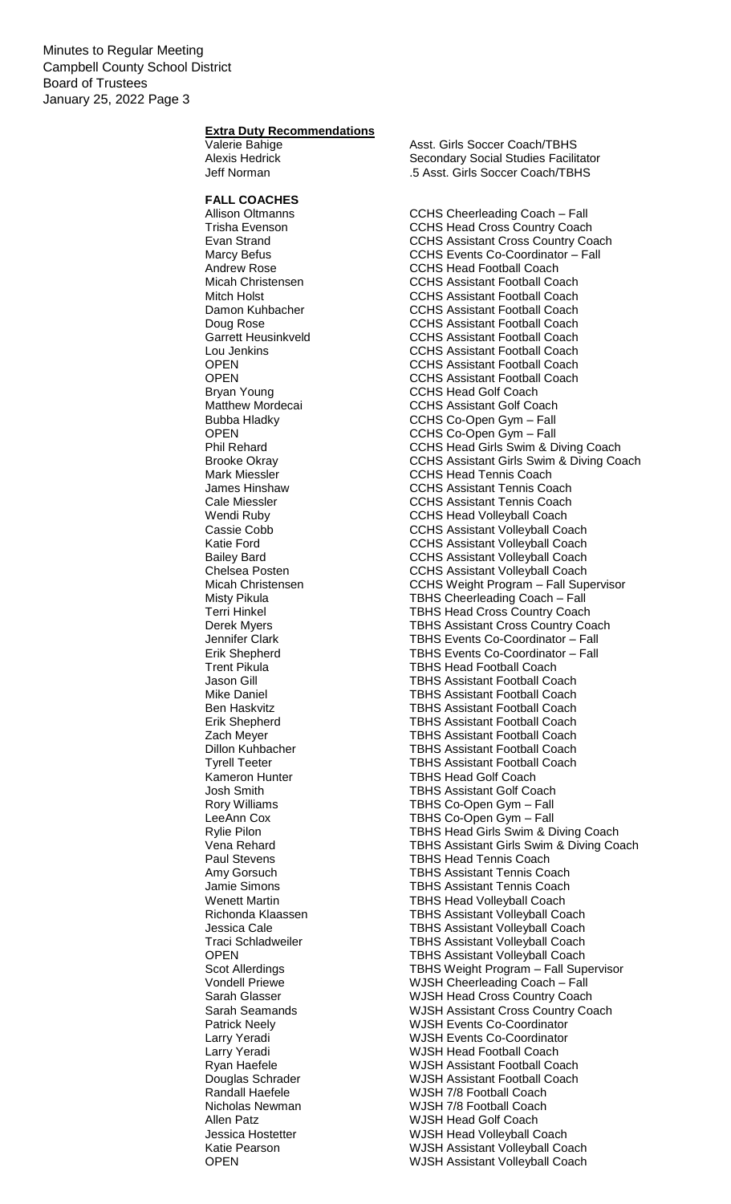Minutes to Regular Meeting
Campbell County School District
Board of Trustees
January 25, 2022 Page 3

**Extra Duty Recommendations**

| | |
|---|---|
| Valerie Bahige | Asst. Girls Soccer Coach/TBHS |
| Alexis Hedrick | Secondary Social Studies Facilitator |
| Jeff Norman | .5 Asst. Girls Soccer Coach/TBHS |

**FALL COACHES**

| | |
|---|---|
| Allison Oltmanns | CCHS Cheerleading Coach – Fall |
| Trisha Evenson | CCHS Head Cross Country Coach |
| Evan Strand | CCHS Assistant Cross Country Coach |
| Marcy Befus | CCHS Events Co-Coordinator – Fall |
| Andrew Rose | CCHS Head Football Coach |
| Micah Christensen | CCHS Assistant Football Coach |
| Mitch Holst | CCHS Assistant Football Coach |
| Damon Kuhbacher | CCHS Assistant Football Coach |
| Doug Rose | CCHS Assistant Football Coach |
| Garrett Heusinkveld | CCHS Assistant Football Coach |
| Lou Jenkins | CCHS Assistant Football Coach |
| OPEN | CCHS Assistant Football Coach |
| OPEN | CCHS Assistant Football Coach |
| Bryan Young | CCHS Head Golf Coach |
| Matthew Mordecai | CCHS Assistant Golf Coach |
| Bubba Hladky | CCHS Co-Open Gym – Fall |
| OPEN | CCHS Co-Open Gym – Fall |
| Phil Rehard | CCHS Head Girls Swim & Diving Coach |
| Brooke Okray | CCHS Assistant Girls Swim & Diving Coach |
| Mark Miessler | CCHS Head Tennis Coach |
| James Hinshaw | CCHS Assistant Tennis Coach |
| Cale Miessler | CCHS Assistant Tennis Coach |
| Wendi Ruby | CCHS Head Volleyball Coach |
| Cassie Cobb | CCHS Assistant Volleyball Coach |
| Katie Ford | CCHS Assistant Volleyball Coach |
| Bailey Bard | CCHS Assistant Volleyball Coach |
| Chelsea Posten | CCHS Assistant Volleyball Coach |
| Micah Christensen | CCHS Weight Program – Fall Supervisor |
| Misty Pikula | TBHS Cheerleading Coach – Fall |
| Terri Hinkel | TBHS Head Cross Country Coach |
| Derek Myers | TBHS Assistant Cross Country Coach |
| Jennifer Clark | TBHS Events Co-Coordinator – Fall |
| Erik Shepherd | TBHS Events Co-Coordinator – Fall |
| Trent Pikula | TBHS Head Football Coach |
| Jason Gill | TBHS Assistant Football Coach |
| Mike Daniel | TBHS Assistant Football Coach |
| Ben Haskvitz | TBHS Assistant Football Coach |
| Erik Shepherd | TBHS Assistant Football Coach |
| Zach Meyer | TBHS Assistant Football Coach |
| Dillon Kuhbacher | TBHS Assistant Football Coach |
| Tyrell Teeter | TBHS Assistant Football Coach |
| Kameron Hunter | TBHS Head Golf Coach |
| Josh Smith | TBHS Assistant Golf Coach |
| Rory Williams | TBHS Co-Open Gym – Fall |
| LeeAnn Cox | TBHS Co-Open Gym – Fall |
| Rylie Pilon | TBHS Head Girls Swim & Diving Coach |
| Vena Rehard | TBHS Assistant Girls Swim & Diving Coach |
| Paul Stevens | TBHS Head Tennis Coach |
| Amy Gorsuch | TBHS Assistant Tennis Coach |
| Jamie Simons | TBHS Assistant Tennis Coach |
| Wenett Martin | TBHS Head Volleyball Coach |
| Richonda Klaassen | TBHS Assistant Volleyball Coach |
| Jessica Cale | TBHS Assistant Volleyball Coach |
| Traci Schladweiler | TBHS Assistant Volleyball Coach |
| OPEN | TBHS Assistant Volleyball Coach |
| Scot Allerdings | TBHS Weight Program – Fall Supervisor |
| Vondell Priewe | WJSH Cheerleading Coach – Fall |
| Sarah Glasser | WJSH Head Cross Country Coach |
| Sarah Seamands | WJSH Assistant Cross Country Coach |
| Patrick Neely | WJSH Events Co-Coordinator |
| Larry Yeradi | WJSH Events Co-Coordinator |
| Larry Yeradi | WJSH Head Football Coach |
| Ryan Haefele | WJSH Assistant Football Coach |
| Douglas Schrader | WJSH Assistant Football Coach |
| Randall Haefele | WJSH 7/8 Football Coach |
| Nicholas Newman | WJSH 7/8 Football Coach |
| Allen Patz | WJSH Head Golf Coach |
| Jessica Hostetter | WJSH Head Volleyball Coach |
| Katie Pearson | WJSH Assistant Volleyball Coach |
| OPEN | WJSH Assistant Volleyball Coach |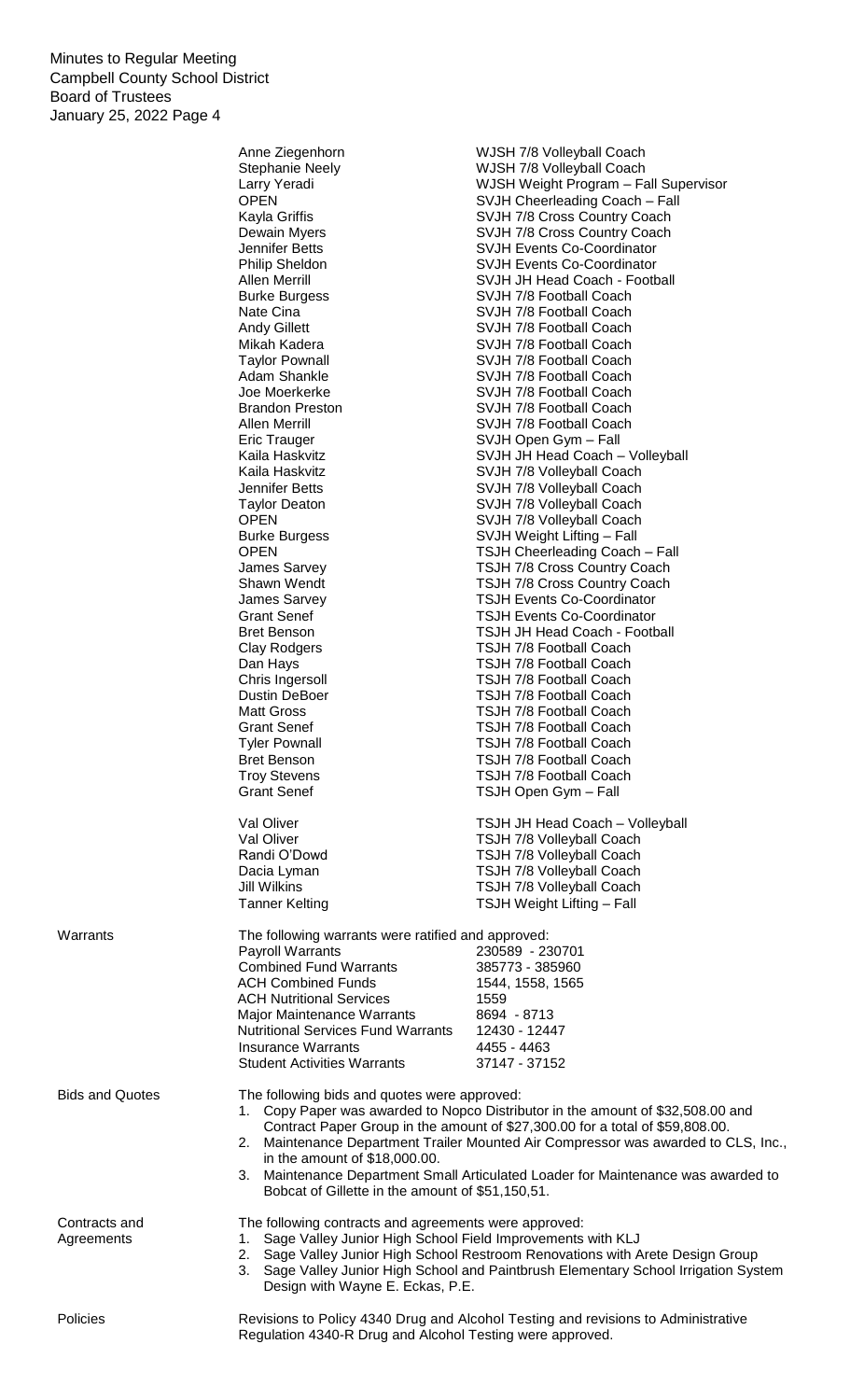| | |
|---|---|
| Anne Ziegenhorn | WJSH 7/8 Volleyball Coach |
| Stephanie Neely | WJSH 7/8 Volleyball Coach |
| Larry Yeradi | WJSH Weight Program – Fall Supervisor |
| OPEN | SVJH Cheerleading Coach – Fall |
| Kayla Griffis | SVJH 7/8 Cross Country Coach |
| Dewain Myers | SVJH 7/8 Cross Country Coach |
| Jennifer Betts | SVJH Events Co-Coordinator |
| Philip Sheldon | SVJH Events Co-Coordinator |
| Allen Merrill | SVJH JH Head Coach - Football |
| Burke Burgess | SVJH 7/8 Football Coach |
| Nate Cina | SVJH 7/8 Football Coach |
| Andy Gillett | SVJH 7/8 Football Coach |
| Mikah Kadera | SVJH 7/8 Football Coach |
| Taylor Pownall | SVJH 7/8 Football Coach |
| Adam Shankle | SVJH 7/8 Football Coach |
| Joe Moerkerke | SVJH 7/8 Football Coach |
| Brandon Preston | SVJH 7/8 Football Coach |
| Allen Merrill | SVJH 7/8 Football Coach |
| Eric Trauger | SVJH Open Gym – Fall |
| Kaila Haskvitz | SVJH JH Head Coach – Volleyball |
| Kaila Haskvitz | SVJH 7/8 Volleyball Coach |
| Jennifer Betts | SVJH 7/8 Volleyball Coach |
| Taylor Deaton | SVJH 7/8 Volleyball Coach |
| OPEN | SVJH 7/8 Volleyball Coach |
| Burke Burgess | SVJH Weight Lifting – Fall |
| OPEN | TSJH Cheerleading Coach – Fall |
| James Sarvey | TSJH 7/8 Cross Country Coach |
| Shawn Wendt | TSJH 7/8 Cross Country Coach |
| James Sarvey | TSJH Events Co-Coordinator |
| Grant Senef | TSJH Events Co-Coordinator |
| Bret Benson | TSJH JH Head Coach - Football |
| Clay Rodgers | TSJH 7/8 Football Coach |
| Dan Hays | TSJH 7/8 Football Coach |
| Chris Ingersoll | TSJH 7/8 Football Coach |
| Dustin DeBoer | TSJH 7/8 Football Coach |
| Matt Gross | TSJH 7/8 Football Coach |
| Grant Senef | TSJH 7/8 Football Coach |
| Tyler Pownall | TSJH 7/8 Football Coach |
| Bret Benson | TSJH 7/8 Football Coach |
| Troy Stevens | TSJH 7/8 Football Coach |
| Grant Senef | TSJH Open Gym – Fall |
| Val Oliver | TSJH JH Head Coach – Volleyball |
| Val Oliver | TSJH 7/8 Volleyball Coach |
| Randi O'Dowd | TSJH 7/8 Volleyball Coach |
| Dacia Lyman | TSJH 7/8 Volleyball Coach |
| Jill Wilkins | TSJH 7/8 Volleyball Coach |
| Tanner Kelting | TSJH Weight Lifting – Fall |

**Warrants**

The following warrants were ratified and approved:

| | |
|---|---|
| Payroll Warrants | 230589 - 230701 |
| Combined Fund Warrants | 385773 - 385960 |
| ACH Combined Funds | 1544, 1558, 1565 |
| ACH Nutritional Services | 1559 |
| Major Maintenance Warrants | 8694 - 8713 |
| Nutritional Services Fund Warrants | 12430 - 12447 |
| Insurance Warrants | 4455 - 4463 |
| Student Activities Warrants | 37147 - 37152 |

**Bids and Quotes**

The following bids and quotes were approved:

1. Copy Paper was awarded to Nopco Distributor in the amount of $32,508.00 and Contract Paper Group in the amount of $27,300.00 for a total of $59,808.00.
2. Maintenance Department Trailer Mounted Air Compressor was awarded to CLS, Inc., in the amount of $18,000.00.
3. Maintenance Department Small Articulated Loader for Maintenance was awarded to Bobcat of Gillette in the amount of $51,150,51.

**Contracts and Agreements**

The following contracts and agreements were approved:

1. Sage Valley Junior High School Field Improvements with KLJ
2. Sage Valley Junior High School Restroom Renovations with Arete Design Group
3. Sage Valley Junior High School and Paintbrush Elementary School Irrigation System Design with Wayne E. Eckas, P.E.

**Policies**

Revisions to Policy 4340 Drug and Alcohol Testing and revisions to Administrative Regulation 4340-R Drug and Alcohol Testing were approved.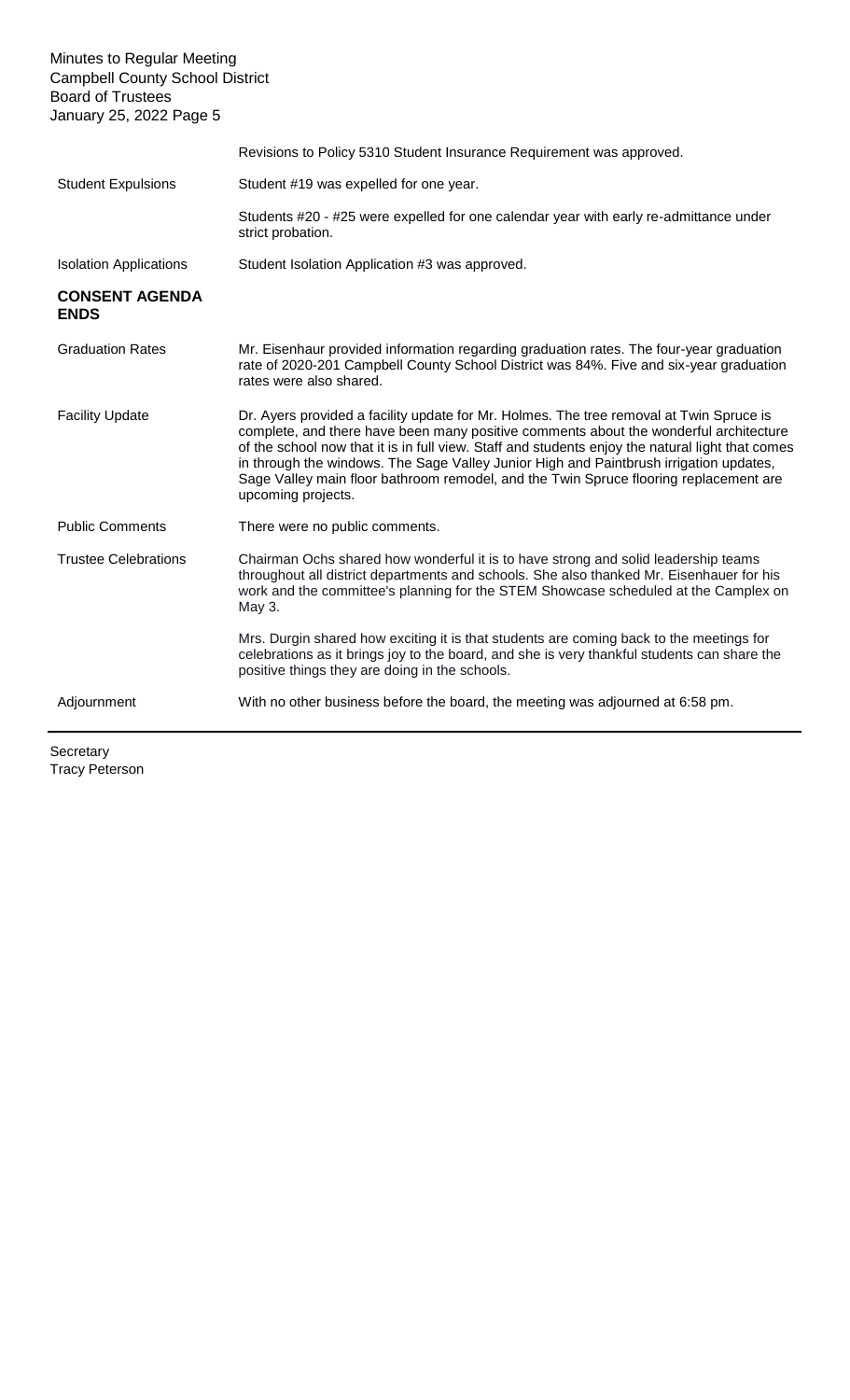Revisions to Policy 5310 Student Insurance Requirement was approved.

| | |
|---|---|
| Student Expulsions | Student #19 was expelled for one year. |
| | Students #20 - #25 were expelled for one calendar year with early re-admittance under strict probation. |
| Isolation Applications | Student Isolation Application #3 was approved. |
| **CONSENT AGENDA ENDS** | |
| Graduation Rates | Mr. Eisenhaur provided information regarding graduation rates. The four-year graduation rate of 2020-201 Campbell County School District was 84%. Five and six-year graduation rates were also shared. |
| Facility Update | Dr. Ayers provided a facility update for Mr. Holmes. The tree removal at Twin Spruce is complete, and there have been many positive comments about the wonderful architecture of the school now that it is in full view. Staff and students enjoy the natural light that comes in through the windows. The Sage Valley Junior High and Paintbrush irrigation updates, Sage Valley main floor bathroom remodel, and the Twin Spruce flooring replacement are upcoming projects. |
| Public Comments | There were no public comments. |
| Trustee Celebrations | Chairman Ochs shared how wonderful it is to have strong and solid leadership teams throughout all district departments and schools. She also thanked Mr. Eisenhauer for his work and the committee's planning for the STEM Showcase scheduled at the Camplex on May 3. |
| | Mrs. Durgin shared how exciting it is that students are coming back to the meetings for celebrations as it brings joy to the board, and she is very thankful students can share the positive things they are doing in the schools. |
| Adjournment | With no other business before the board, the meeting was adjourned at 6:58 pm. |

Secretary
Tracy Peterson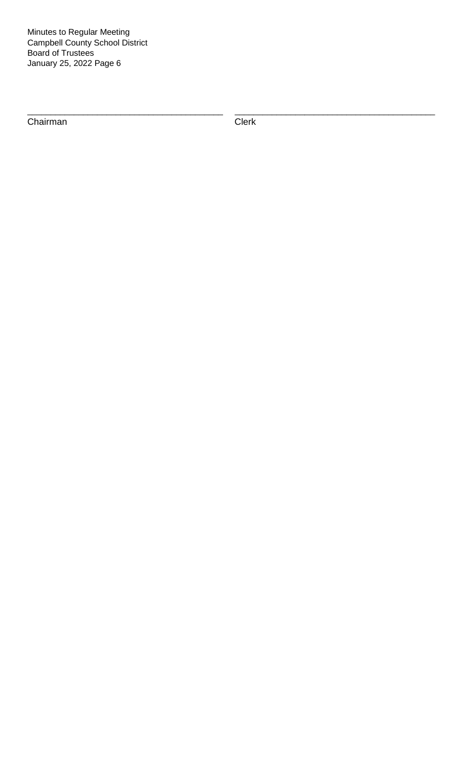\_\_\_\_\_\_\_\_\_\_\_\_\_\_\_\_\_\_\_\_\_\_\_\_\_\_\_\_\_\_\_\_\_\_\_\_\_\_\_\_ Chairman

\_\_\_\_\_\_\_\_\_\_\_\_\_\_\_\_\_\_\_\_\_\_\_\_\_\_\_\_\_\_\_\_\_\_\_\_\_\_\_\_ Clerk